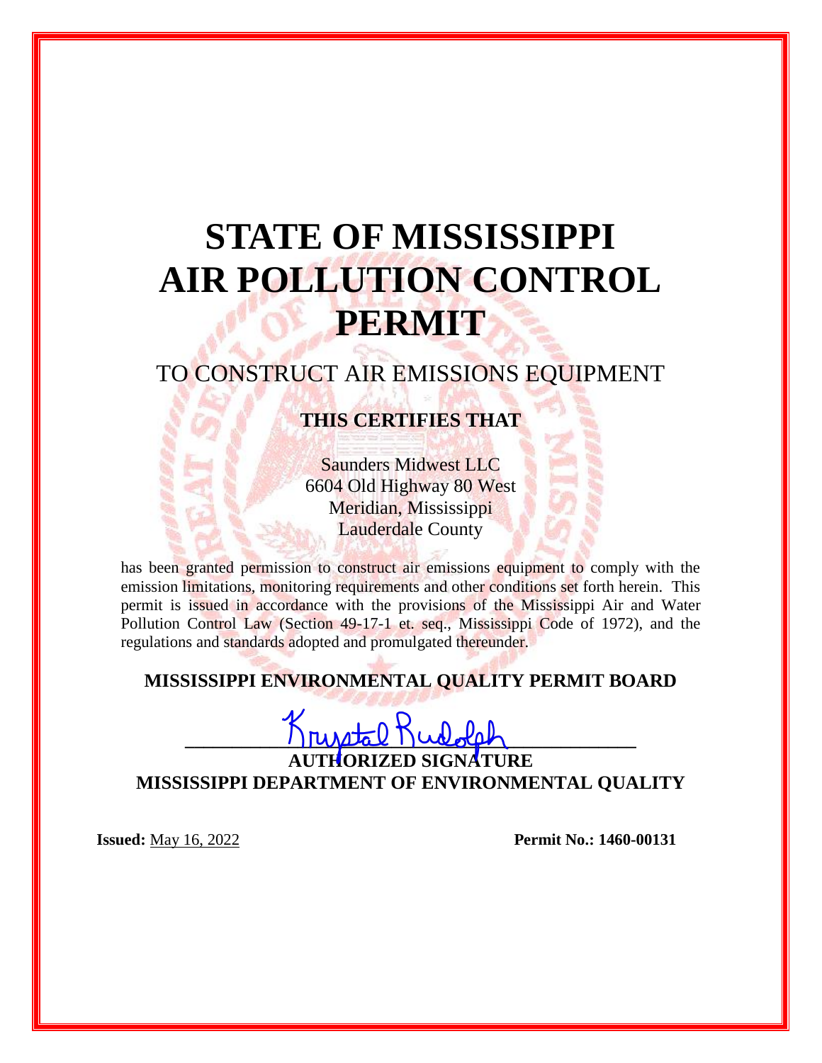# STATE OF MISSISSIPPI AIR POLLUTION CONTROL PERMIT

## TO CONSTRUCT AIR EMISSIONS EQUIPMENT

**THIS CERTIFIES THAT**

Saunders Midwest LLC
6604 Old Highway 80 West
Meridian, Mississippi
Lauderdale County

has been granted permission to construct air emissions equipment to comply with the emission limitations, monitoring requirements and other conditions set forth herein. This permit is issued in accordance with the provisions of the Mississippi Air and Water Pollution Control Law (Section 49-17-1 et. seq., Mississippi Code of 1972), and the regulations and standards adopted and promulgated thereunder.

**MISSISSIPPI ENVIRONMENTAL QUALITY PERMIT BOARD**

Krystal Rudolph

**AUTHORIZED SIGNATURE**
**MISSISSIPPI DEPARTMENT OF ENVIRONMENTAL QUALITY**

**Issued:** May 16, 2022 **Permit No.: 1460-00131**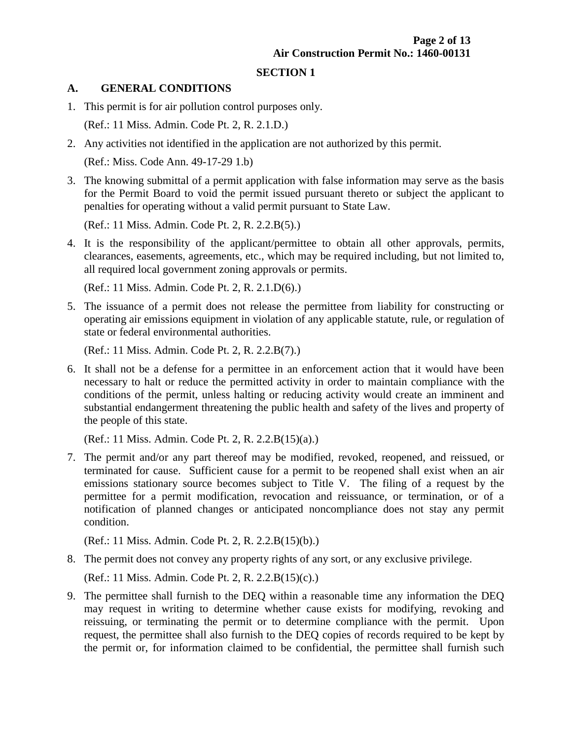## SECTION 1

### A. GENERAL CONDITIONS

1. This permit is for air pollution control purposes only.

   (Ref.: 11 Miss. Admin. Code Pt. 2, R. 2.1.D.)

2. Any activities not identified in the application are not authorized by this permit.

   (Ref.: Miss. Code Ann. 49-17-29 1.b)

3. The knowing submittal of a permit application with false information may serve as the basis for the Permit Board to void the permit issued pursuant thereto or subject the applicant to penalties for operating without a valid permit pursuant to State Law.

   (Ref.: 11 Miss. Admin. Code Pt. 2, R. 2.2.B(5).)

4. It is the responsibility of the applicant/permittee to obtain all other approvals, permits, clearances, easements, agreements, etc., which may be required including, but not limited to, all required local government zoning approvals or permits.

   (Ref.: 11 Miss. Admin. Code Pt. 2, R. 2.1.D(6).)

5. The issuance of a permit does not release the permittee from liability for constructing or operating air emissions equipment in violation of any applicable statute, rule, or regulation of state or federal environmental authorities.

   (Ref.: 11 Miss. Admin. Code Pt. 2, R. 2.2.B(7).)

6. It shall not be a defense for a permittee in an enforcement action that it would have been necessary to halt or reduce the permitted activity in order to maintain compliance with the conditions of the permit, unless halting or reducing activity would create an imminent and substantial endangerment threatening the public health and safety of the lives and property of the people of this state.

   (Ref.: 11 Miss. Admin. Code Pt. 2, R. 2.2.B(15)(a).)

7. The permit and/or any part thereof may be modified, revoked, reopened, and reissued, or terminated for cause. Sufficient cause for a permit to be reopened shall exist when an air emissions stationary source becomes subject to Title V. The filing of a request by the permittee for a permit modification, revocation and reissuance, or termination, or of a notification of planned changes or anticipated noncompliance does not stay any permit condition.

   (Ref.: 11 Miss. Admin. Code Pt. 2, R. 2.2.B(15)(b).)

8. The permit does not convey any property rights of any sort, or any exclusive privilege.

   (Ref.: 11 Miss. Admin. Code Pt. 2, R. 2.2.B(15)(c).)

9. The permittee shall furnish to the DEQ within a reasonable time any information the DEQ may request in writing to determine whether cause exists for modifying, revoking and reissuing, or terminating the permit or to determine compliance with the permit. Upon request, the permittee shall also furnish to the DEQ copies of records required to be kept by the permit or, for information claimed to be confidential, the permittee shall furnish such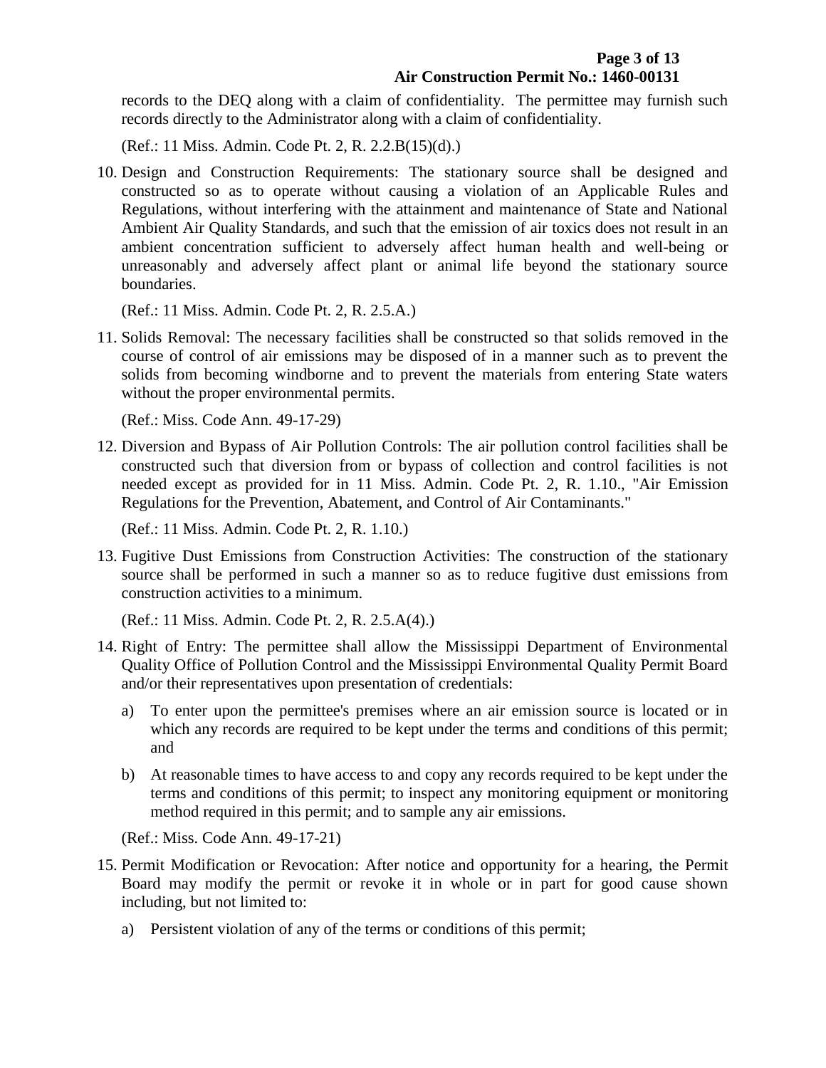records to the DEQ along with a claim of confidentiality. The permittee may furnish such records directly to the Administrator along with a claim of confidentiality.

(Ref.: 11 Miss. Admin. Code Pt. 2, R. 2.2.B(15)(d).)

10. Design and Construction Requirements: The stationary source shall be designed and constructed so as to operate without causing a violation of an Applicable Rules and Regulations, without interfering with the attainment and maintenance of State and National Ambient Air Quality Standards, and such that the emission of air toxics does not result in an ambient concentration sufficient to adversely affect human health and well-being or unreasonably and adversely affect plant or animal life beyond the stationary source boundaries.

   (Ref.: 11 Miss. Admin. Code Pt. 2, R. 2.5.A.)

11. Solids Removal: The necessary facilities shall be constructed so that solids removed in the course of control of air emissions may be disposed of in a manner such as to prevent the solids from becoming windborne and to prevent the materials from entering State waters without the proper environmental permits.

   (Ref.: Miss. Code Ann. 49-17-29)

12. Diversion and Bypass of Air Pollution Controls: The air pollution control facilities shall be constructed such that diversion from or bypass of collection and control facilities is not needed except as provided for in 11 Miss. Admin. Code Pt. 2, R. 1.10., "Air Emission Regulations for the Prevention, Abatement, and Control of Air Contaminants."

   (Ref.: 11 Miss. Admin. Code Pt. 2, R. 1.10.)

13. Fugitive Dust Emissions from Construction Activities: The construction of the stationary source shall be performed in such a manner so as to reduce fugitive dust emissions from construction activities to a minimum.

   (Ref.: 11 Miss. Admin. Code Pt. 2, R. 2.5.A(4).)

14. Right of Entry: The permittee shall allow the Mississippi Department of Environmental Quality Office of Pollution Control and the Mississippi Environmental Quality Permit Board and/or their representatives upon presentation of credentials:

   a) To enter upon the permittee's premises where an air emission source is located or in which any records are required to be kept under the terms and conditions of this permit; and

   b) At reasonable times to have access to and copy any records required to be kept under the terms and conditions of this permit; to inspect any monitoring equipment or monitoring method required in this permit; and to sample any air emissions.

   (Ref.: Miss. Code Ann. 49-17-21)

15. Permit Modification or Revocation: After notice and opportunity for a hearing, the Permit Board may modify the permit or revoke it in whole or in part for good cause shown including, but not limited to:

   a) Persistent violation of any of the terms or conditions of this permit;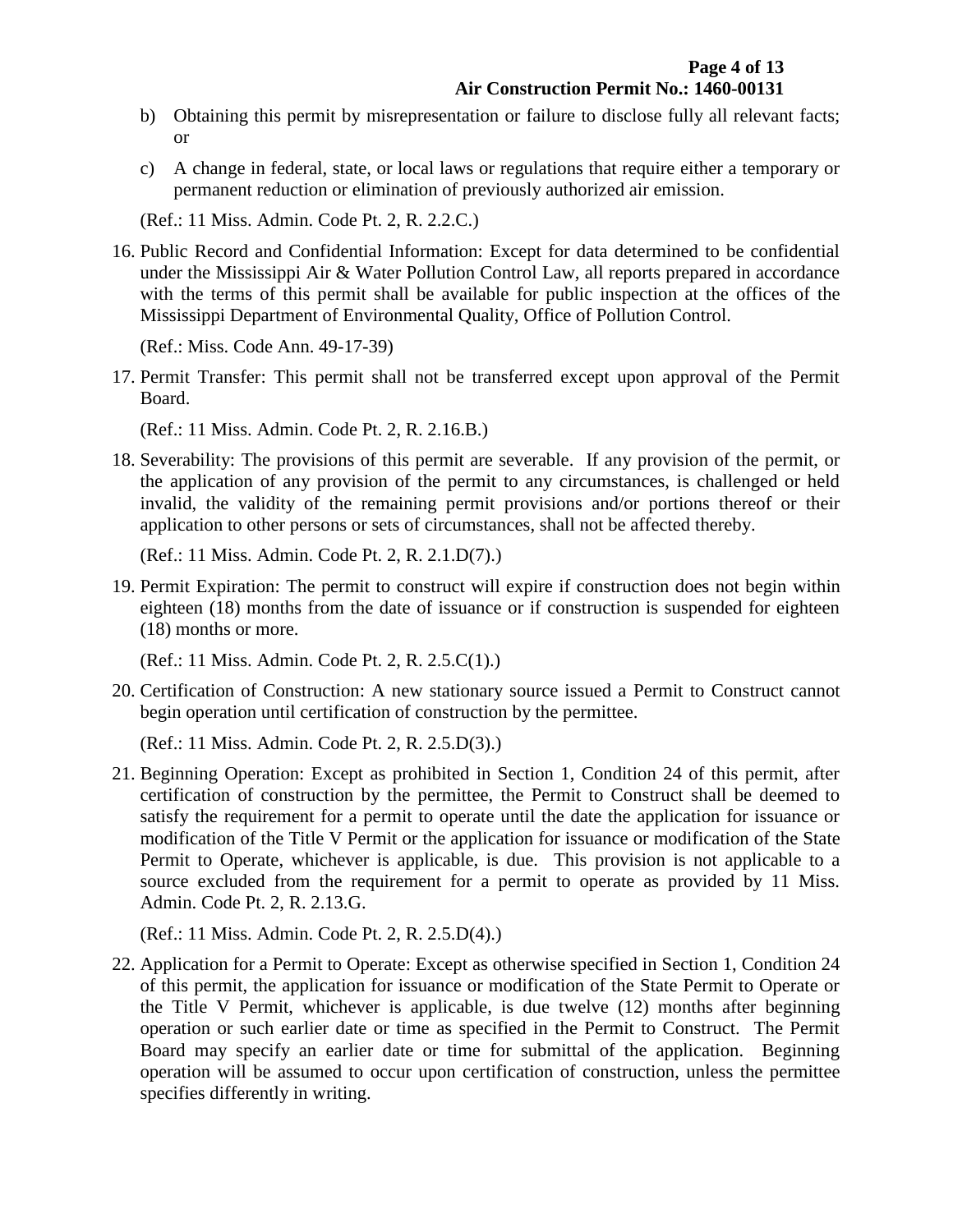b) Obtaining this permit by misrepresentation or failure to disclose fully all relevant facts; or

c) A change in federal, state, or local laws or regulations that require either a temporary or permanent reduction or elimination of previously authorized air emission.

(Ref.: 11 Miss. Admin. Code Pt. 2, R. 2.2.C.)

16. Public Record and Confidential Information: Except for data determined to be confidential under the Mississippi Air & Water Pollution Control Law, all reports prepared in accordance with the terms of this permit shall be available for public inspection at the offices of the Mississippi Department of Environmental Quality, Office of Pollution Control.

    (Ref.: Miss. Code Ann. 49-17-39)

17. Permit Transfer: This permit shall not be transferred except upon approval of the Permit Board.

    (Ref.: 11 Miss. Admin. Code Pt. 2, R. 2.16.B.)

18. Severability: The provisions of this permit are severable. If any provision of the permit, or the application of any provision of the permit to any circumstances, is challenged or held invalid, the validity of the remaining permit provisions and/or portions thereof or their application to other persons or sets of circumstances, shall not be affected thereby.

    (Ref.: 11 Miss. Admin. Code Pt. 2, R. 2.1.D(7).)

19. Permit Expiration: The permit to construct will expire if construction does not begin within eighteen (18) months from the date of issuance or if construction is suspended for eighteen (18) months or more.

    (Ref.: 11 Miss. Admin. Code Pt. 2, R. 2.5.C(1).)

20. Certification of Construction: A new stationary source issued a Permit to Construct cannot begin operation until certification of construction by the permittee.

    (Ref.: 11 Miss. Admin. Code Pt. 2, R. 2.5.D(3).)

21. Beginning Operation: Except as prohibited in Section 1, Condition 24 of this permit, after certification of construction by the permittee, the Permit to Construct shall be deemed to satisfy the requirement for a permit to operate until the date the application for issuance or modification of the Title V Permit or the application for issuance or modification of the State Permit to Operate, whichever is applicable, is due. This provision is not applicable to a source excluded from the requirement for a permit to operate as provided by 11 Miss. Admin. Code Pt. 2, R. 2.13.G.

    (Ref.: 11 Miss. Admin. Code Pt. 2, R. 2.5.D(4).)

22. Application for a Permit to Operate: Except as otherwise specified in Section 1, Condition 24 of this permit, the application for issuance or modification of the State Permit to Operate or the Title V Permit, whichever is applicable, is due twelve (12) months after beginning operation or such earlier date or time as specified in the Permit to Construct. The Permit Board may specify an earlier date or time for submittal of the application. Beginning operation will be assumed to occur upon certification of construction, unless the permittee specifies differently in writing.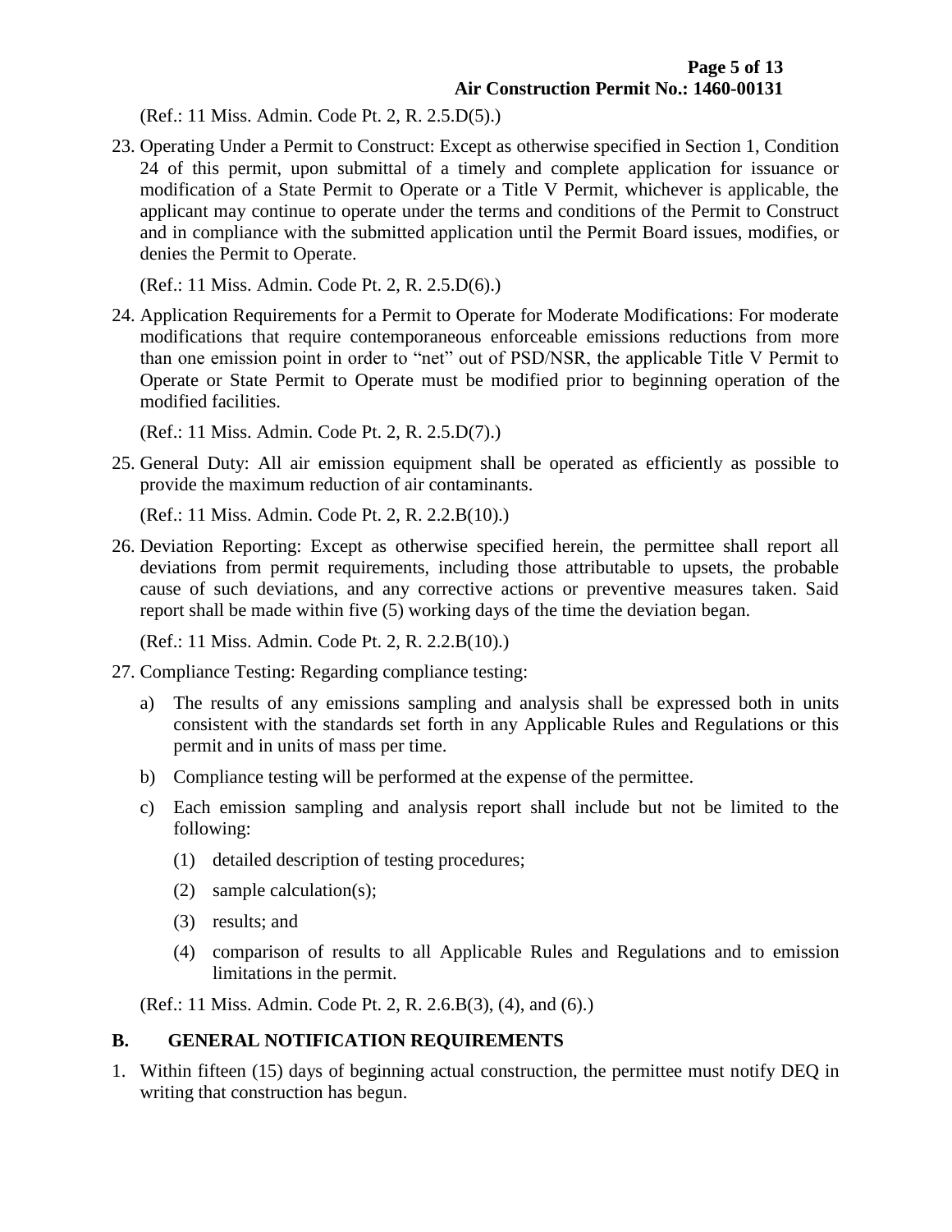(Ref.: 11 Miss. Admin. Code Pt. 2, R. 2.5.D(5).)

23. Operating Under a Permit to Construct: Except as otherwise specified in Section 1, Condition 24 of this permit, upon submittal of a timely and complete application for issuance or modification of a State Permit to Operate or a Title V Permit, whichever is applicable, the applicant may continue to operate under the terms and conditions of the Permit to Construct and in compliance with the submitted application until the Permit Board issues, modifies, or denies the Permit to Operate.

   (Ref.: 11 Miss. Admin. Code Pt. 2, R. 2.5.D(6).)

24. Application Requirements for a Permit to Operate for Moderate Modifications: For moderate modifications that require contemporaneous enforceable emissions reductions from more than one emission point in order to "net" out of PSD/NSR, the applicable Title V Permit to Operate or State Permit to Operate must be modified prior to beginning operation of the modified facilities.

   (Ref.: 11 Miss. Admin. Code Pt. 2, R. 2.5.D(7).)

25. General Duty: All air emission equipment shall be operated as efficiently as possible to provide the maximum reduction of air contaminants.

   (Ref.: 11 Miss. Admin. Code Pt. 2, R. 2.2.B(10).)

26. Deviation Reporting: Except as otherwise specified herein, the permittee shall report all deviations from permit requirements, including those attributable to upsets, the probable cause of such deviations, and any corrective actions or preventive measures taken. Said report shall be made within five (5) working days of the time the deviation began.

   (Ref.: 11 Miss. Admin. Code Pt. 2, R. 2.2.B(10).)

27. Compliance Testing: Regarding compliance testing:

   a) The results of any emissions sampling and analysis shall be expressed both in units consistent with the standards set forth in any Applicable Rules and Regulations or this permit and in units of mass per time.

   b) Compliance testing will be performed at the expense of the permittee.

   c) Each emission sampling and analysis report shall include but not be limited to the following:

      (1) detailed description of testing procedures;

      (2) sample calculation(s);

      (3) results; and

      (4) comparison of results to all Applicable Rules and Regulations and to emission limitations in the permit.

   (Ref.: 11 Miss. Admin. Code Pt. 2, R. 2.6.B(3), (4), and (6).)

## B. GENERAL NOTIFICATION REQUIREMENTS

1. Within fifteen (15) days of beginning actual construction, the permittee must notify DEQ in writing that construction has begun.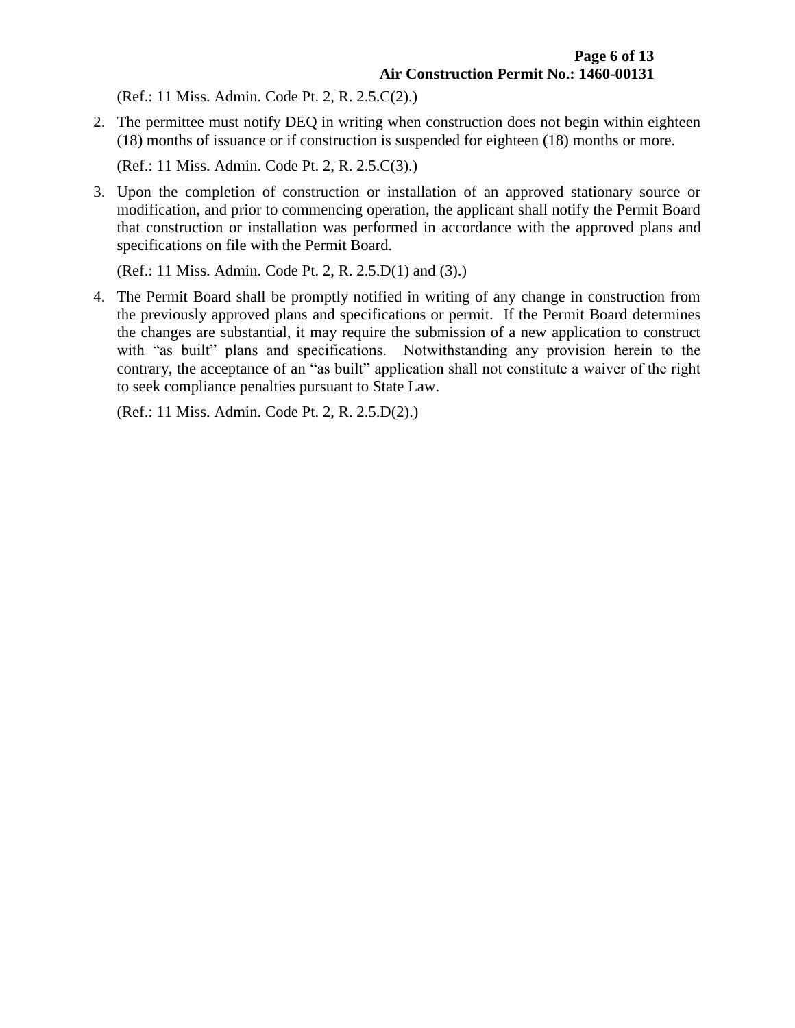(Ref.: 11 Miss. Admin. Code Pt. 2, R. 2.5.C(2).)

2. The permittee must notify DEQ in writing when construction does not begin within eighteen (18) months of issuance or if construction is suspended for eighteen (18) months or more.

   (Ref.: 11 Miss. Admin. Code Pt. 2, R. 2.5.C(3).)

3. Upon the completion of construction or installation of an approved stationary source or modification, and prior to commencing operation, the applicant shall notify the Permit Board that construction or installation was performed in accordance with the approved plans and specifications on file with the Permit Board.

   (Ref.: 11 Miss. Admin. Code Pt. 2, R. 2.5.D(1) and (3).)

4. The Permit Board shall be promptly notified in writing of any change in construction from the previously approved plans and specifications or permit. If the Permit Board determines the changes are substantial, it may require the submission of a new application to construct with "as built" plans and specifications. Notwithstanding any provision herein to the contrary, the acceptance of an "as built" application shall not constitute a waiver of the right to seek compliance penalties pursuant to State Law.

   (Ref.: 11 Miss. Admin. Code Pt. 2, R. 2.5.D(2).)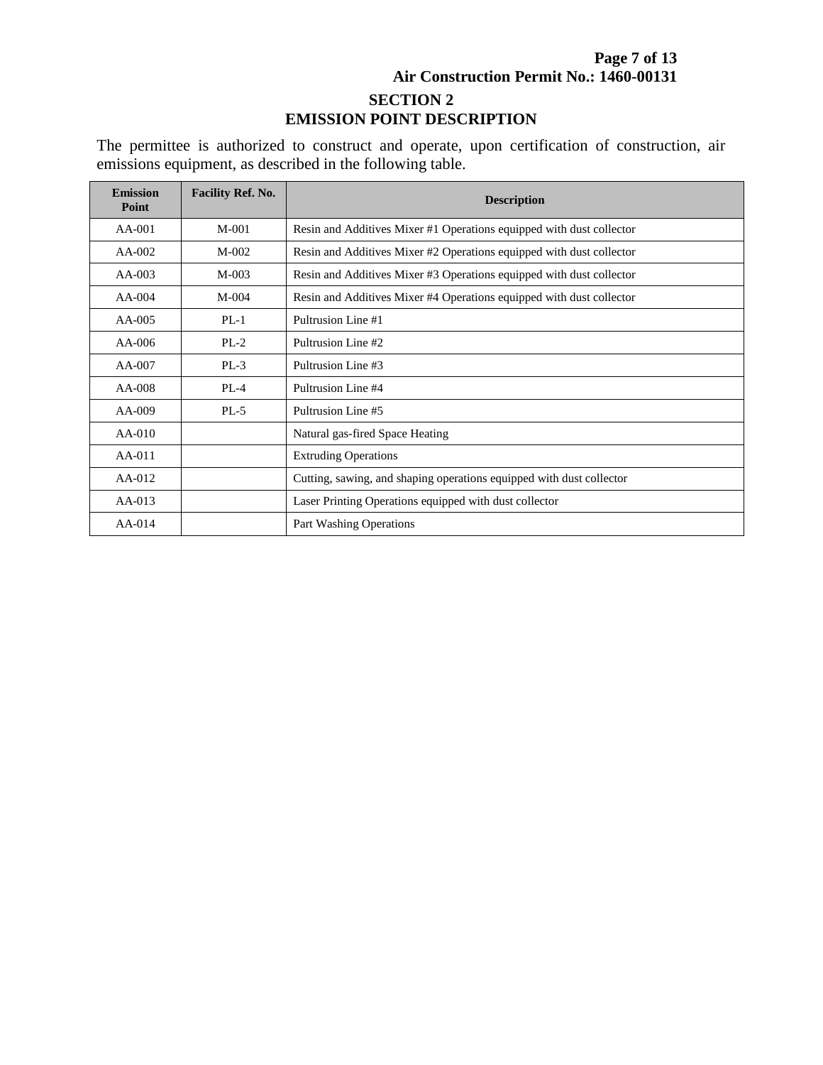## SECTION 2
## EMISSION POINT DESCRIPTION

The permittee is authorized to construct and operate, upon certification of construction, air emissions equipment, as described in the following table.

| Emission Point | Facility Ref. No. | Description |
|---|---|---|
| AA-001 | M-001 | Resin and Additives Mixer #1 Operations equipped with dust collector |
| AA-002 | M-002 | Resin and Additives Mixer #2 Operations equipped with dust collector |
| AA-003 | M-003 | Resin and Additives Mixer #3 Operations equipped with dust collector |
| AA-004 | M-004 | Resin and Additives Mixer #4 Operations equipped with dust collector |
| AA-005 | PL-1 | Pultrusion Line #1 |
| AA-006 | PL-2 | Pultrusion Line #2 |
| AA-007 | PL-3 | Pultrusion Line #3 |
| AA-008 | PL-4 | Pultrusion Line #4 |
| AA-009 | PL-5 | Pultrusion Line #5 |
| AA-010 | | Natural gas-fired Space Heating |
| AA-011 | | Extruding Operations |
| AA-012 | | Cutting, sawing, and shaping operations equipped with dust collector |
| AA-013 | | Laser Printing Operations equipped with dust collector |
| AA-014 | | Part Washing Operations |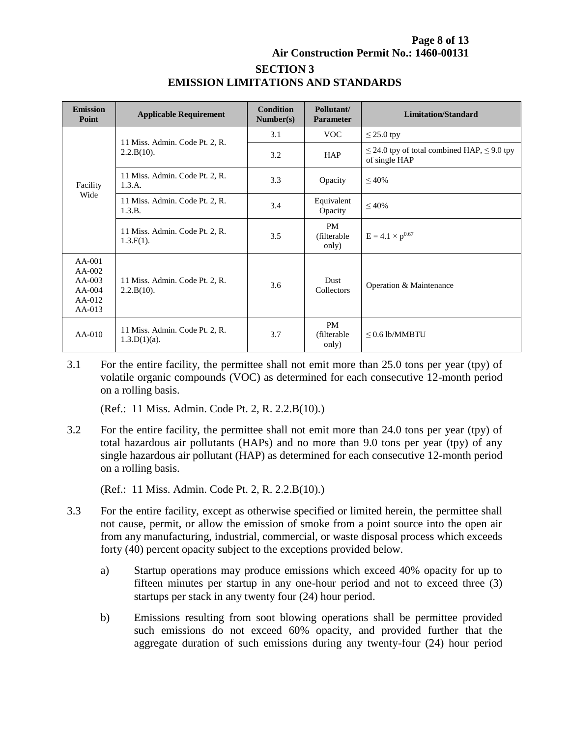## SECTION 3
## EMISSION LIMITATIONS AND STANDARDS

| Emission Point | Applicable Requirement | Condition Number(s) | Pollutant/ Parameter | Limitation/Standard |
|---|---|---|---|---|
| Facility Wide | 11 Miss. Admin. Code Pt. 2, R. 2.2.B(10). | 3.1 | VOC | ≤ 25.0 tpy |
| | | 3.2 | HAP | ≤ 24.0 tpy of total combined HAP, ≤ 9.0 tpy of single HAP |
| | 11 Miss. Admin. Code Pt. 2, R. 1.3.A. | 3.3 | Opacity | ≤ 40% |
| | 11 Miss. Admin. Code Pt. 2, R. 1.3.B. | 3.4 | Equivalent Opacity | ≤ 40% |
| | 11 Miss. Admin. Code Pt. 2, R. 1.3.F(1). | 3.5 | PM (filterable only) | $E = 4.1 \times p^{0.67}$ |
| AA-001 AA-002 AA-003 AA-004 AA-012 AA-013 | 11 Miss. Admin. Code Pt. 2, R. 2.2.B(10). | 3.6 | Dust Collectors | Operation & Maintenance |
| AA-010 | 11 Miss. Admin. Code Pt. 2, R. 1.3.D(1)(a). | 3.7 | PM (filterable only) | ≤ 0.6 lb/MMBTU |

3.1 For the entire facility, the permittee shall not emit more than 25.0 tons per year (tpy) of volatile organic compounds (VOC) as determined for each consecutive 12-month period on a rolling basis.

(Ref.: 11 Miss. Admin. Code Pt. 2, R. 2.2.B(10).)

3.2 For the entire facility, the permittee shall not emit more than 24.0 tons per year (tpy) of total hazardous air pollutants (HAPs) and no more than 9.0 tons per year (tpy) of any single hazardous air pollutant (HAP) as determined for each consecutive 12-month period on a rolling basis.

(Ref.: 11 Miss. Admin. Code Pt. 2, R. 2.2.B(10).)

3.3 For the entire facility, except as otherwise specified or limited herein, the permittee shall not cause, permit, or allow the emission of smoke from a point source into the open air from any manufacturing, industrial, commercial, or waste disposal process which exceeds forty (40) percent opacity subject to the exceptions provided below.

a) Startup operations may produce emissions which exceed 40% opacity for up to fifteen minutes per startup in any one-hour period and not to exceed three (3) startups per stack in any twenty four (24) hour period.

b) Emissions resulting from soot blowing operations shall be permittee provided such emissions do not exceed 60% opacity, and provided further that the aggregate duration of such emissions during any twenty-four (24) hour period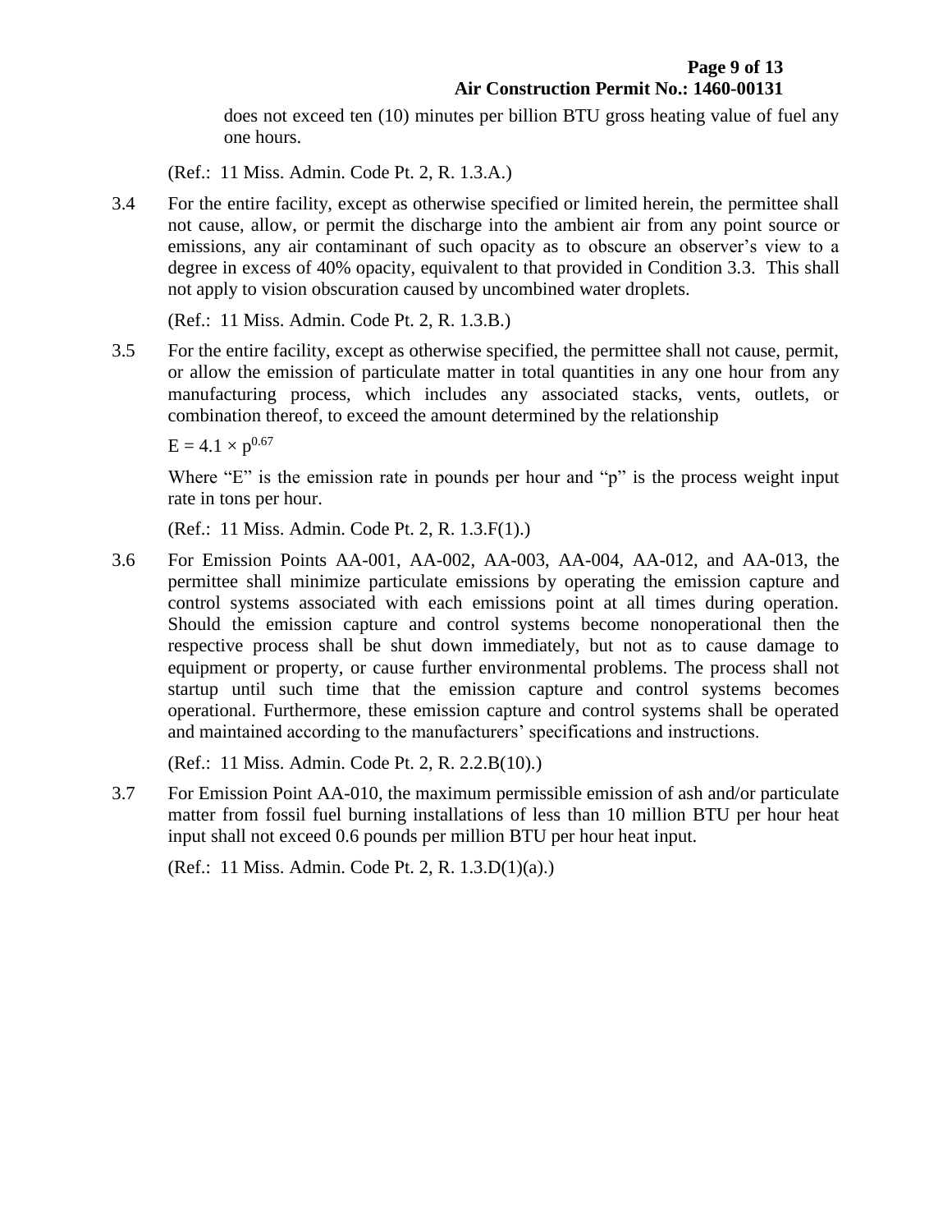does not exceed ten (10) minutes per billion BTU gross heating value of fuel any one hours.

(Ref.: 11 Miss. Admin. Code Pt. 2, R. 1.3.A.)

3.4 For the entire facility, except as otherwise specified or limited herein, the permittee shall not cause, allow, or permit the discharge into the ambient air from any point source or emissions, any air contaminant of such opacity as to obscure an observer's view to a degree in excess of 40% opacity, equivalent to that provided in Condition 3.3. This shall not apply to vision obscuration caused by uncombined water droplets.

(Ref.: 11 Miss. Admin. Code Pt. 2, R. 1.3.B.)

3.5 For the entire facility, except as otherwise specified, the permittee shall not cause, permit, or allow the emission of particulate matter in total quantities in any one hour from any manufacturing process, which includes any associated stacks, vents, outlets, or combination thereof, to exceed the amount determined by the relationship

$E = 4.1 \times p^{0.67}$

Where "E" is the emission rate in pounds per hour and "p" is the process weight input rate in tons per hour.

(Ref.: 11 Miss. Admin. Code Pt. 2, R. 1.3.F(1).)

3.6 For Emission Points AA-001, AA-002, AA-003, AA-004, AA-012, and AA-013, the permittee shall minimize particulate emissions by operating the emission capture and control systems associated with each emissions point at all times during operation. Should the emission capture and control systems become nonoperational then the respective process shall be shut down immediately, but not as to cause damage to equipment or property, or cause further environmental problems. The process shall not startup until such time that the emission capture and control systems becomes operational. Furthermore, these emission capture and control systems shall be operated and maintained according to the manufacturers' specifications and instructions.

(Ref.: 11 Miss. Admin. Code Pt. 2, R. 2.2.B(10).)

3.7 For Emission Point AA-010, the maximum permissible emission of ash and/or particulate matter from fossil fuel burning installations of less than 10 million BTU per hour heat input shall not exceed 0.6 pounds per million BTU per hour heat input.

(Ref.: 11 Miss. Admin. Code Pt. 2, R. 1.3.D(1)(a).)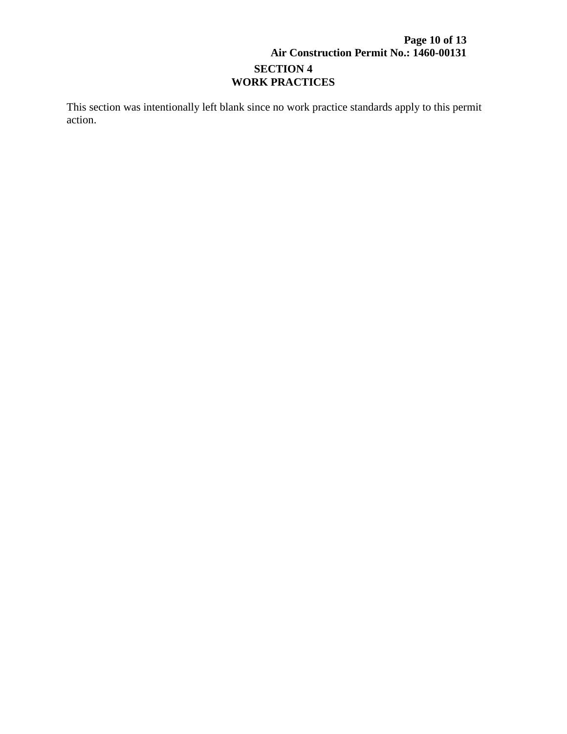# SECTION 4
# WORK PRACTICES

This section was intentionally left blank since no work practice standards apply to this permit action.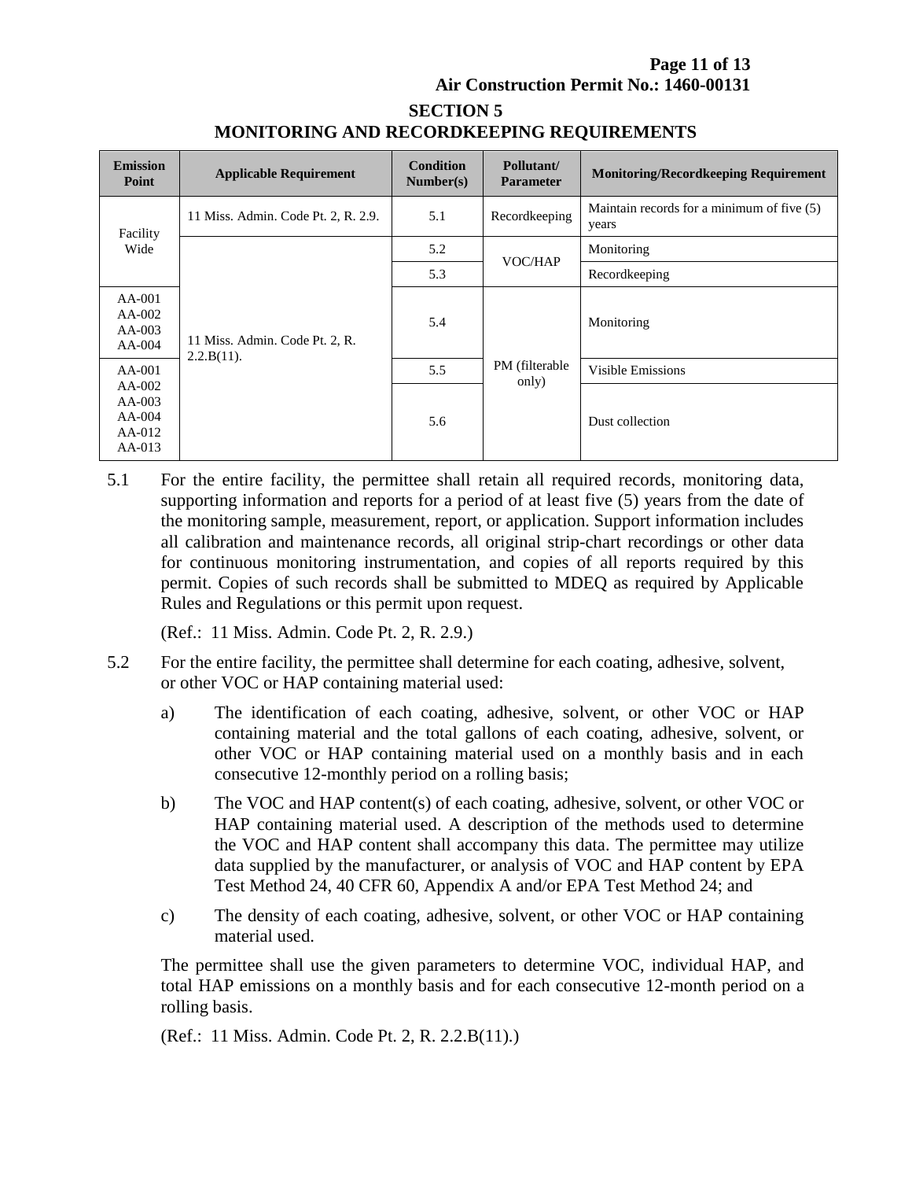## SECTION 5
## MONITORING AND RECORDKEEPING REQUIREMENTS

| Emission Point | Applicable Requirement | Condition Number(s) | Pollutant/ Parameter | Monitoring/Recordkeeping Requirement |
|---|---|---|---|---|
| Facility Wide | 11 Miss. Admin. Code Pt. 2, R. 2.9. | 5.1 | Recordkeeping | Maintain records for a minimum of five (5) years |
| | 11 Miss. Admin. Code Pt. 2, R. 2.2.B(11). | 5.2 | VOC/HAP | Monitoring |
| | | 5.3 | | Recordkeeping |
| AA-001<br>AA-002<br>AA-003<br>AA-004 | | 5.4 | PM (filterable only) | Monitoring |
| AA-001<br>AA-002<br>AA-003<br>AA-004<br>AA-012<br>AA-013 | | 5.5 | | Visible Emissions |
| | | 5.6 | | Dust collection |

5.1 For the entire facility, the permittee shall retain all required records, monitoring data, supporting information and reports for a period of at least five (5) years from the date of the monitoring sample, measurement, report, or application. Support information includes all calibration and maintenance records, all original strip-chart recordings or other data for continuous monitoring instrumentation, and copies of all reports required by this permit. Copies of such records shall be submitted to MDEQ as required by Applicable Rules and Regulations or this permit upon request.

(Ref.: 11 Miss. Admin. Code Pt. 2, R. 2.9.)

5.2 For the entire facility, the permittee shall determine for each coating, adhesive, solvent, or other VOC or HAP containing material used:

a) The identification of each coating, adhesive, solvent, or other VOC or HAP containing material and the total gallons of each coating, adhesive, solvent, or other VOC or HAP containing material used on a monthly basis and in each consecutive 12-monthly period on a rolling basis;

b) The VOC and HAP content(s) of each coating, adhesive, solvent, or other VOC or HAP containing material used. A description of the methods used to determine the VOC and HAP content shall accompany this data. The permittee may utilize data supplied by the manufacturer, or analysis of VOC and HAP content by EPA Test Method 24, 40 CFR 60, Appendix A and/or EPA Test Method 24; and

c) The density of each coating, adhesive, solvent, or other VOC or HAP containing material used.

The permittee shall use the given parameters to determine VOC, individual HAP, and total HAP emissions on a monthly basis and for each consecutive 12-month period on a rolling basis.

(Ref.: 11 Miss. Admin. Code Pt. 2, R. 2.2.B(11).)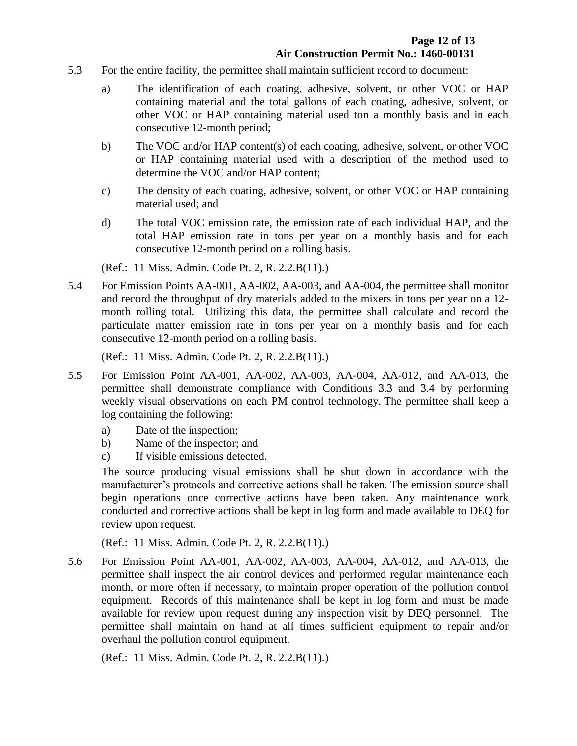5.3 For the entire facility, the permittee shall maintain sufficient record to document:

a) The identification of each coating, adhesive, solvent, or other VOC or HAP containing material and the total gallons of each coating, adhesive, solvent, or other VOC or HAP containing material used ton a monthly basis and in each consecutive 12-month period;

b) The VOC and/or HAP content(s) of each coating, adhesive, solvent, or other VOC or HAP containing material used with a description of the method used to determine the VOC and/or HAP content;

c) The density of each coating, adhesive, solvent, or other VOC or HAP containing material used; and

d) The total VOC emission rate, the emission rate of each individual HAP, and the total HAP emission rate in tons per year on a monthly basis and for each consecutive 12-month period on a rolling basis.

(Ref.: 11 Miss. Admin. Code Pt. 2, R. 2.2.B(11).)

5.4 For Emission Points AA-001, AA-002, AA-003, and AA-004, the permittee shall monitor and record the throughput of dry materials added to the mixers in tons per year on a 12-month rolling total. Utilizing this data, the permittee shall calculate and record the particulate matter emission rate in tons per year on a monthly basis and for each consecutive 12-month period on a rolling basis.

(Ref.: 11 Miss. Admin. Code Pt. 2, R. 2.2.B(11).)

5.5 For Emission Point AA-001, AA-002, AA-003, AA-004, AA-012, and AA-013, the permittee shall demonstrate compliance with Conditions 3.3 and 3.4 by performing weekly visual observations on each PM control technology. The permittee shall keep a log containing the following:

a) Date of the inspection;
b) Name of the inspector; and
c) If visible emissions detected.

The source producing visual emissions shall be shut down in accordance with the manufacturer's protocols and corrective actions shall be taken. The emission source shall begin operations once corrective actions have been taken. Any maintenance work conducted and corrective actions shall be kept in log form and made available to DEQ for review upon request.

(Ref.: 11 Miss. Admin. Code Pt. 2, R. 2.2.B(11).)

5.6 For Emission Point AA-001, AA-002, AA-003, AA-004, AA-012, and AA-013, the permittee shall inspect the air control devices and performed regular maintenance each month, or more often if necessary, to maintain proper operation of the pollution control equipment. Records of this maintenance shall be kept in log form and must be made available for review upon request during any inspection visit by DEQ personnel. The permittee shall maintain on hand at all times sufficient equipment to repair and/or overhaul the pollution control equipment.

(Ref.: 11 Miss. Admin. Code Pt. 2, R. 2.2.B(11).)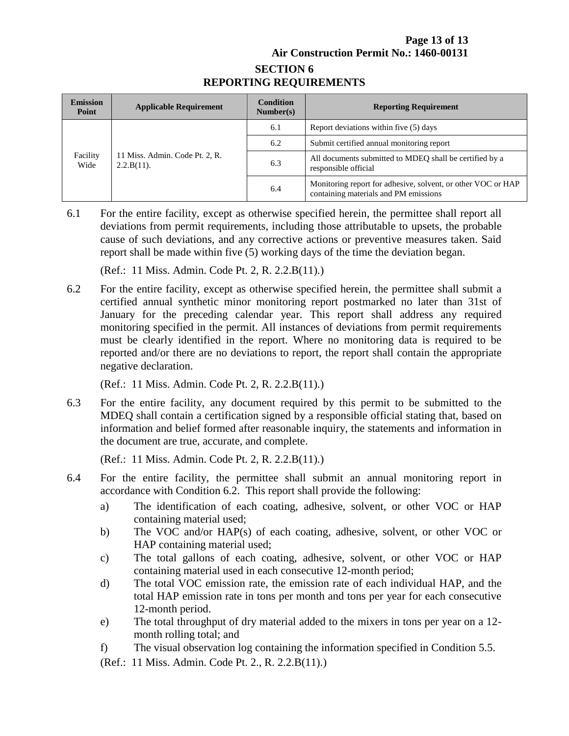## SECTION 6
## REPORTING REQUIREMENTS

| Emission Point | Applicable Requirement | Condition Number(s) | Reporting Requirement |
|---|---|---|---|
| Facility Wide | 11 Miss. Admin. Code Pt. 2, R. 2.2.B(11). | 6.1 | Report deviations within five (5) days |
| | | 6.2 | Submit certified annual monitoring report |
| | | 6.3 | All documents submitted to MDEQ shall be certified by a responsible official |
| | | 6.4 | Monitoring report for adhesive, solvent, or other VOC or HAP containing materials and PM emissions |

6.1 For the entire facility, except as otherwise specified herein, the permittee shall report all deviations from permit requirements, including those attributable to upsets, the probable cause of such deviations, and any corrective actions or preventive measures taken. Said report shall be made within five (5) working days of the time the deviation began.

(Ref.: 11 Miss. Admin. Code Pt. 2, R. 2.2.B(11).)

6.2 For the entire facility, except as otherwise specified herein, the permittee shall submit a certified annual synthetic minor monitoring report postmarked no later than 31st of January for the preceding calendar year. This report shall address any required monitoring specified in the permit. All instances of deviations from permit requirements must be clearly identified in the report. Where no monitoring data is required to be reported and/or there are no deviations to report, the report shall contain the appropriate negative declaration.

(Ref.: 11 Miss. Admin. Code Pt. 2, R. 2.2.B(11).)

6.3 For the entire facility, any document required by this permit to be submitted to the MDEQ shall contain a certification signed by a responsible official stating that, based on information and belief formed after reasonable inquiry, the statements and information in the document are true, accurate, and complete.

(Ref.: 11 Miss. Admin. Code Pt. 2, R. 2.2.B(11).)

6.4 For the entire facility, the permittee shall submit an annual monitoring report in accordance with Condition 6.2. This report shall provide the following:

a) The identification of each coating, adhesive, solvent, or other VOC or HAP containing material used;

b) The VOC and/or HAP(s) of each coating, adhesive, solvent, or other VOC or HAP containing material used;

c) The total gallons of each coating, adhesive, solvent, or other VOC or HAP containing material used in each consecutive 12-month period;

d) The total VOC emission rate, the emission rate of each individual HAP, and the total HAP emission rate in tons per month and tons per year for each consecutive 12-month period.

e) The total throughput of dry material added to the mixers in tons per year on a 12-month rolling total; and

f) The visual observation log containing the information specified in Condition 5.5.

(Ref.: 11 Miss. Admin. Code Pt. 2., R. 2.2.B(11).)